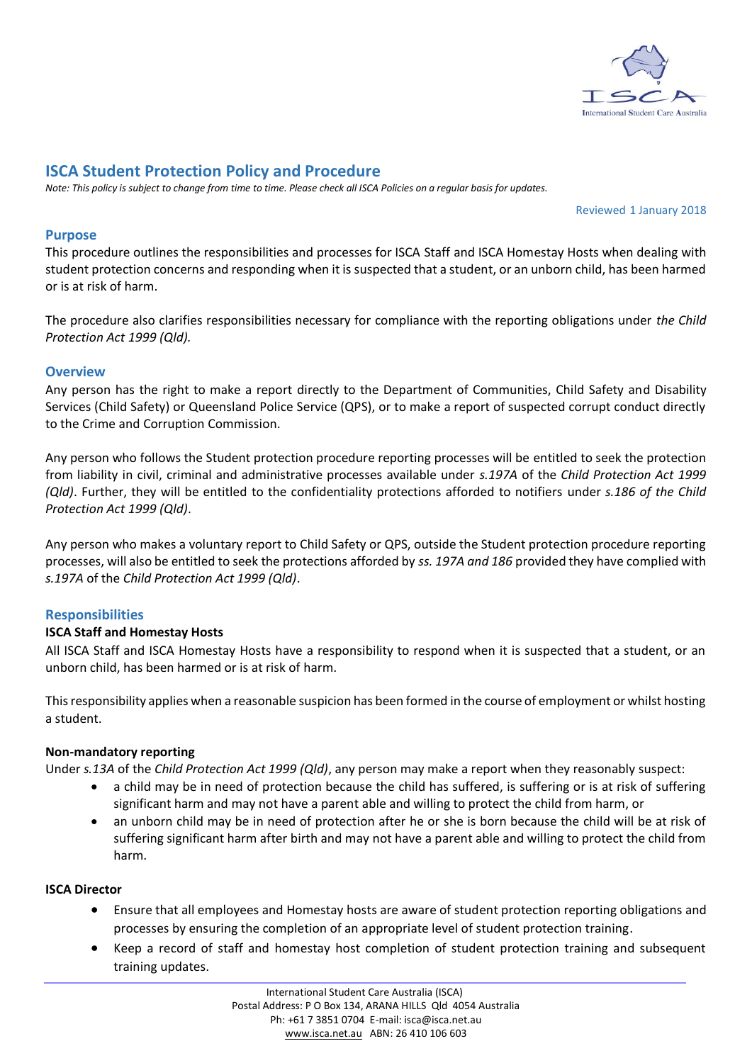# ISCA Student Protection Policy and Procedure

*Note: This policy is subject to change from time to time. Please check all ISCA Policies on a regular basis for updates.*

Reviewed 1 January 2018

## Purpose

This procedure outlines the responsibilities and processes for ISCA Staff and ISCA Homestay Hosts when dealing with student protection concerns and responding when it is suspected that a student, or an unborn child, has been harmed or is at risk of harm.

The procedure also clarifies responsibilities necessary for compliance with the reporting obligations under *the Child Protection Act 1999 (Qld).*

## Overview

Any person has the right to make a report directly to the Department of Communities, Child Safety and Disability Services (Child Safety) or Queensland Police Service (QPS), or to make a report of suspected corrupt conduct directly to the Crime and Corruption Commission.

Any person who follows the Student protection procedure reporting processes will be entitled to seek the protection from liability in civil, criminal and administrative processes available under *s.197A* of the *Child Protection Act 1999 (Qld)*. Further, they will be entitled to the confidentiality protections afforded to notifiers under *s.186 of the Child Protection Act 1999 (Qld)*.

Any person who makes a voluntary report to Child Safety or QPS, outside the Student protection procedure reporting processes, will also be entitled to seek the protections afforded by *ss. 197A and 186* provided they have complied with *s.197A* of the *Child Protection Act 1999 (Qld)*.

## Responsibilities

### ISCA Staff and Homestay Hosts

All ISCA Staff and ISCA Homestay Hosts have a responsibility to respond when it is suspected that a student, or an unborn child, has been harmed or is at risk of harm.

This responsibility applies when a reasonable suspicion has been formed in the course of employment or whilst hosting a student.

### Non-mandatory reporting

Under *s.13A* of the *Child Protection Act 1999 (Qld)*, any person may make a report when they reasonably suspect:

- a child may be in need of protection because the child has suffered, is suffering or is at risk of suffering significant harm and may not have a parent able and willing to protect the child from harm, or
- an unborn child may be in need of protection after he or she is born because the child will be at risk of suffering significant harm after birth and may not have a parent able and willing to protect the child from harm.

### ISCA Director

- Ensure that all employees and Homestay hosts are aware of student protection reporting obligations and processes by ensuring the completion of an appropriate level of student protection training.
- Keep a record of staff and homestay host completion of student protection training and subsequent training updates.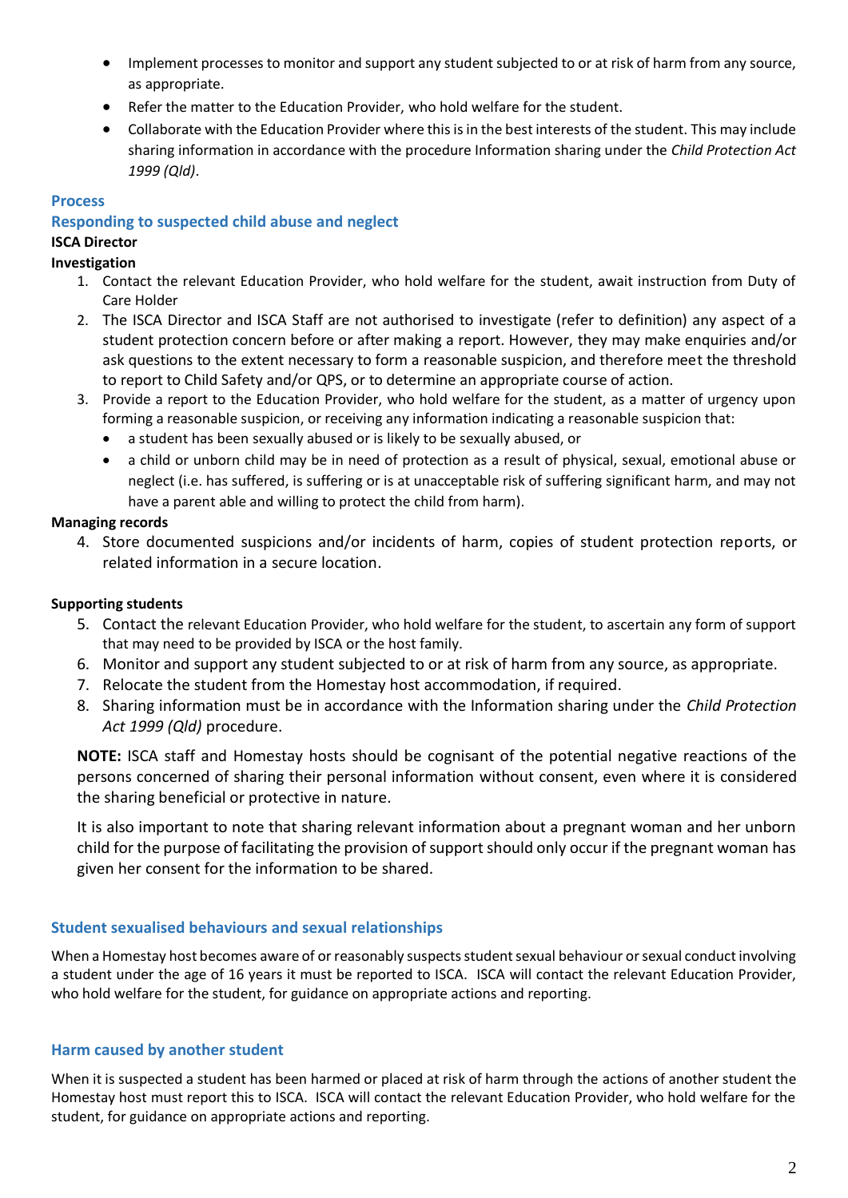- Implement processes to monitor and support any student subjected to or at risk of harm from any source, as appropriate.
- Refer the matter to the Education Provider, who hold welfare for the student.
- Collaborate with the Education Provider where this is in the best interests of the student. This may include sharing information in accordance with the procedure Information sharing under the *Child Protection Act 1999 (Qld)*.

## Process

### Responding to suspected child abuse and neglect

**ISCA Director**

**Investigation**

1. Contact the relevant Education Provider, who hold welfare for the student, await instruction from Duty of Care Holder
2. The ISCA Director and ISCA Staff are not authorised to investigate (refer to definition) any aspect of a student protection concern before or after making a report. However, they may make enquiries and/or ask questions to the extent necessary to form a reasonable suspicion, and therefore meet the threshold to report to Child Safety and/or QPS, or to determine an appropriate course of action.
3. Provide a report to the Education Provider, who hold welfare for the student, as a matter of urgency upon forming a reasonable suspicion, or receiving any information indicating a reasonable suspicion that:
   - a student has been sexually abused or is likely to be sexually abused, or
   - a child or unborn child may be in need of protection as a result of physical, sexual, emotional abuse or neglect (i.e. has suffered, is suffering or is at unacceptable risk of suffering significant harm, and may not have a parent able and willing to protect the child from harm).

**Managing records**

4. Store documented suspicions and/or incidents of harm, copies of student protection reports, or related information in a secure location.

**Supporting students**

5. Contact the relevant Education Provider, who hold welfare for the student, to ascertain any form of support that may need to be provided by ISCA or the host family.
6. Monitor and support any student subjected to or at risk of harm from any source, as appropriate.
7. Relocate the student from the Homestay host accommodation, if required.
8. Sharing information must be in accordance with the Information sharing under the *Child Protection Act 1999 (Qld)* procedure.

**NOTE:** ISCA staff and Homestay hosts should be cognisant of the potential negative reactions of the persons concerned of sharing their personal information without consent, even where it is considered the sharing beneficial or protective in nature.

It is also important to note that sharing relevant information about a pregnant woman and her unborn child for the purpose of facilitating the provision of support should only occur if the pregnant woman has given her consent for the information to be shared.

### Student sexualised behaviours and sexual relationships

When a Homestay host becomes aware of or reasonably suspects student sexual behaviour or sexual conduct involving a student under the age of 16 years it must be reported to ISCA. ISCA will contact the relevant Education Provider, who hold welfare for the student, for guidance on appropriate actions and reporting.

### Harm caused by another student

When it is suspected a student has been harmed or placed at risk of harm through the actions of another student the Homestay host must report this to ISCA. ISCA will contact the relevant Education Provider, who hold welfare for the student, for guidance on appropriate actions and reporting.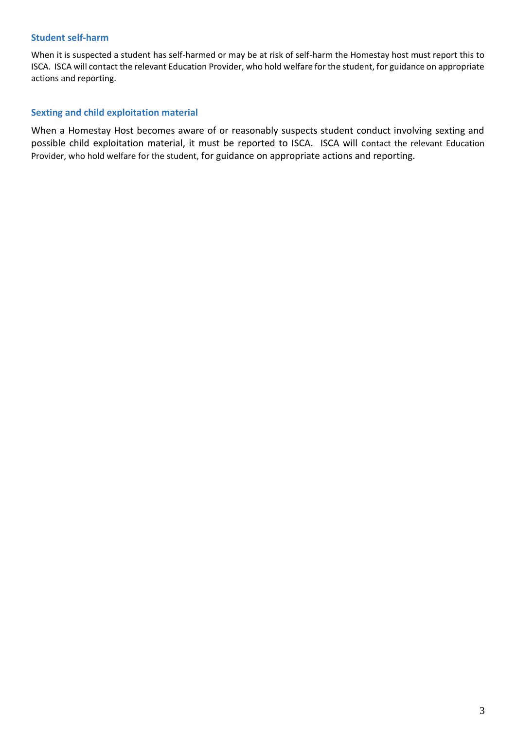### Student self-harm

When it is suspected a student has self-harmed or may be at risk of self-harm the Homestay host must report this to ISCA. ISCA will contact the relevant Education Provider, who hold welfare for the student, for guidance on appropriate actions and reporting.

### Sexting and child exploitation material

When a Homestay Host becomes aware of or reasonably suspects student conduct involving sexting and possible child exploitation material, it must be reported to ISCA. ISCA will contact the relevant Education Provider, who hold welfare for the student, for guidance on appropriate actions and reporting.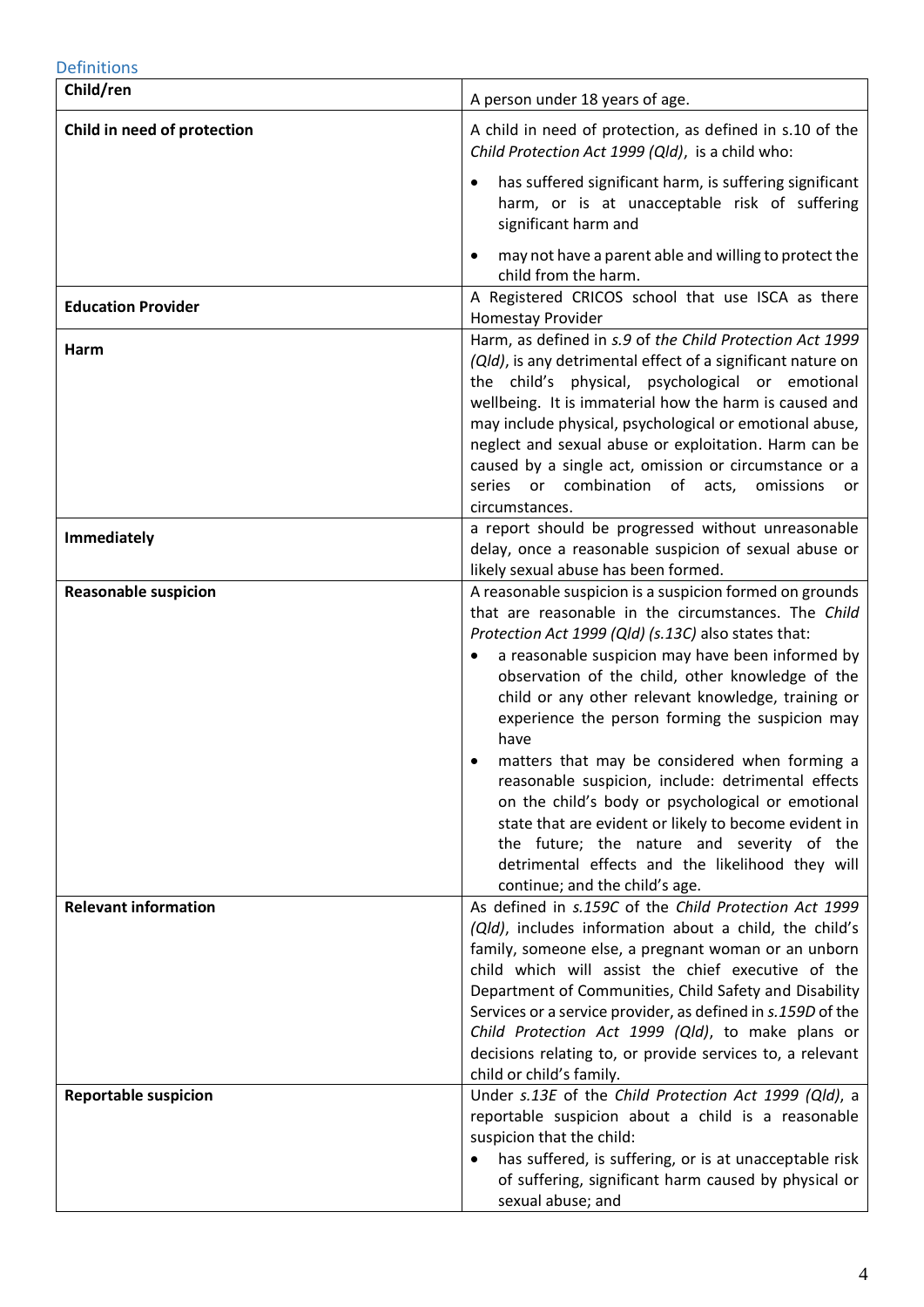## Definitions

| | |
|---|---|
| **Child/ren** | A person under 18 years of age. |
| **Child in need of protection** | A child in need of protection, as defined in s.10 of the *Child Protection Act 1999 (Qld)*, is a child who:<br>• has suffered significant harm, is suffering significant harm, or is at unacceptable risk of suffering significant harm and<br>• may not have a parent able and willing to protect the child from the harm. |
| **Education Provider** | A Registered CRICOS school that use ISCA as there Homestay Provider |
| **Harm** | Harm, as defined in *s.9* of *the Child Protection Act 1999 (Qld)*, is any detrimental effect of a significant nature on the child's physical, psychological or emotional wellbeing. It is immaterial how the harm is caused and may include physical, psychological or emotional abuse, neglect and sexual abuse or exploitation. Harm can be caused by a single act, omission or circumstance or a series or combination of acts, omissions or circumstances. |
| **Immediately** | a report should be progressed without unreasonable delay, once a reasonable suspicion of sexual abuse or likely sexual abuse has been formed. |
| **Reasonable suspicion** | A reasonable suspicion is a suspicion formed on grounds that are reasonable in the circumstances. The *Child Protection Act 1999 (Qld) (s.13C)* also states that:<br>• a reasonable suspicion may have been informed by observation of the child, other knowledge of the child or any other relevant knowledge, training or experience the person forming the suspicion may have<br>• matters that may be considered when forming a reasonable suspicion, include: detrimental effects on the child's body or psychological or emotional state that are evident or likely to become evident in the future; the nature and severity of the detrimental effects and the likelihood they will continue; and the child's age. |
| **Relevant information** | As defined in *s.159C* of the *Child Protection Act 1999 (Qld)*, includes information about a child, the child's family, someone else, a pregnant woman or an unborn child which will assist the chief executive of the Department of Communities, Child Safety and Disability Services or a service provider, as defined in *s.159D* of the *Child Protection Act 1999 (Qld)*, to make plans or decisions relating to, or provide services to, a relevant child or child's family. |
| **Reportable suspicion** | Under *s.13E* of the *Child Protection Act 1999 (Qld)*, a reportable suspicion about a child is a reasonable suspicion that the child:<br>• has suffered, is suffering, or is at unacceptable risk of suffering, significant harm caused by physical or sexual abuse; and |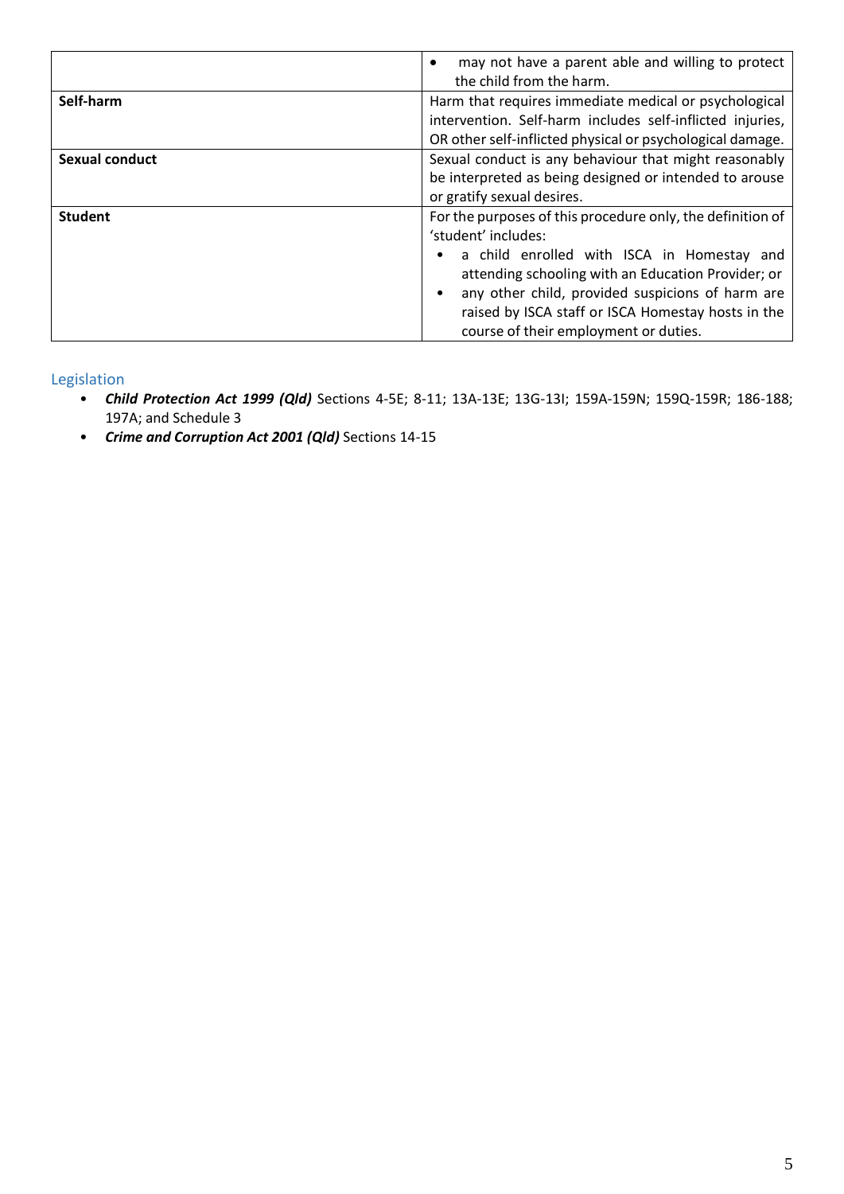| | |
|---|---|
| | • may not have a parent able and willing to protect the child from the harm. |
| **Self-harm** | Harm that requires immediate medical or psychological intervention. Self-harm includes self-inflicted injuries, OR other self-inflicted physical or psychological damage. |
| **Sexual conduct** | Sexual conduct is any behaviour that might reasonably be interpreted as being designed or intended to arouse or gratify sexual desires. |
| **Student** | For the purposes of this procedure only, the definition of 'student' includes: <br>• a child enrolled with ISCA in Homestay and attending schooling with an Education Provider; or <br>• any other child, provided suspicions of harm are raised by ISCA staff or ISCA Homestay hosts in the course of their employment or duties. |

## Legislation

- ***Child Protection Act 1999 (Qld)*** Sections 4-5E; 8-11; 13A-13E; 13G-13I; 159A-159N; 159Q-159R; 186-188; 197A; and Schedule 3
- ***Crime and Corruption Act 2001 (Qld)*** Sections 14-15